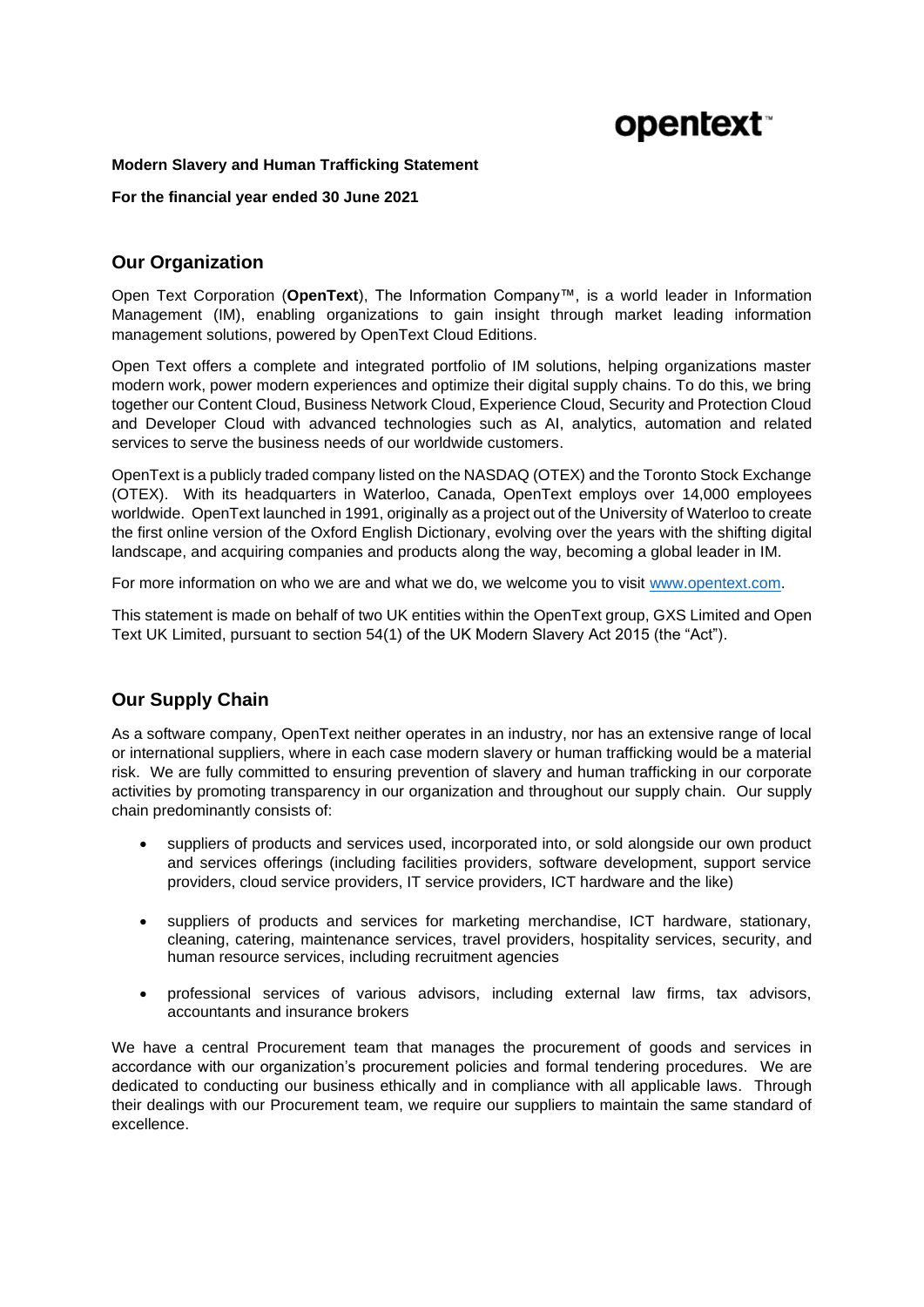**Modern Slavery and Human Trafficking Statement**

**For the financial year ended 30 June 2021**

## Our Organization

Open Text Corporation (**OpenText**), The Information Company™, is a world leader in Information Management (IM), enabling organizations to gain insight through market leading information management solutions, powered by OpenText Cloud Editions.

Open Text offers a complete and integrated portfolio of IM solutions, helping organizations master modern work, power modern experiences and optimize their digital supply chains. To do this, we bring together our Content Cloud, Business Network Cloud, Experience Cloud, Security and Protection Cloud and Developer Cloud with advanced technologies such as AI, analytics, automation and related services to serve the business needs of our worldwide customers.

OpenText is a publicly traded company listed on the NASDAQ (OTEX) and the Toronto Stock Exchange (OTEX). With its headquarters in Waterloo, Canada, OpenText employs over 14,000 employees worldwide. OpenText launched in 1991, originally as a project out of the University of Waterloo to create the first online version of the Oxford English Dictionary, evolving over the years with the shifting digital landscape, and acquiring companies and products along the way, becoming a global leader in IM.

For more information on who we are and what we do, we welcome you to visit [www.opentext.com](www.opentext.com).

This statement is made on behalf of two UK entities within the OpenText group, GXS Limited and Open Text UK Limited, pursuant to section 54(1) of the UK Modern Slavery Act 2015 (the "Act").

## Our Supply Chain

As a software company, OpenText neither operates in an industry, nor has an extensive range of local or international suppliers, where in each case modern slavery or human trafficking would be a material risk. We are fully committed to ensuring prevention of slavery and human trafficking in our corporate activities by promoting transparency in our organization and throughout our supply chain. Our supply chain predominantly consists of:

- suppliers of products and services used, incorporated into, or sold alongside our own product and services offerings (including facilities providers, software development, support service providers, cloud service providers, IT service providers, ICT hardware and the like)
- suppliers of products and services for marketing merchandise, ICT hardware, stationary, cleaning, catering, maintenance services, travel providers, hospitality services, security, and human resource services, including recruitment agencies
- professional services of various advisors, including external law firms, tax advisors, accountants and insurance brokers

We have a central Procurement team that manages the procurement of goods and services in accordance with our organization's procurement policies and formal tendering procedures. We are dedicated to conducting our business ethically and in compliance with all applicable laws. Through their dealings with our Procurement team, we require our suppliers to maintain the same standard of excellence.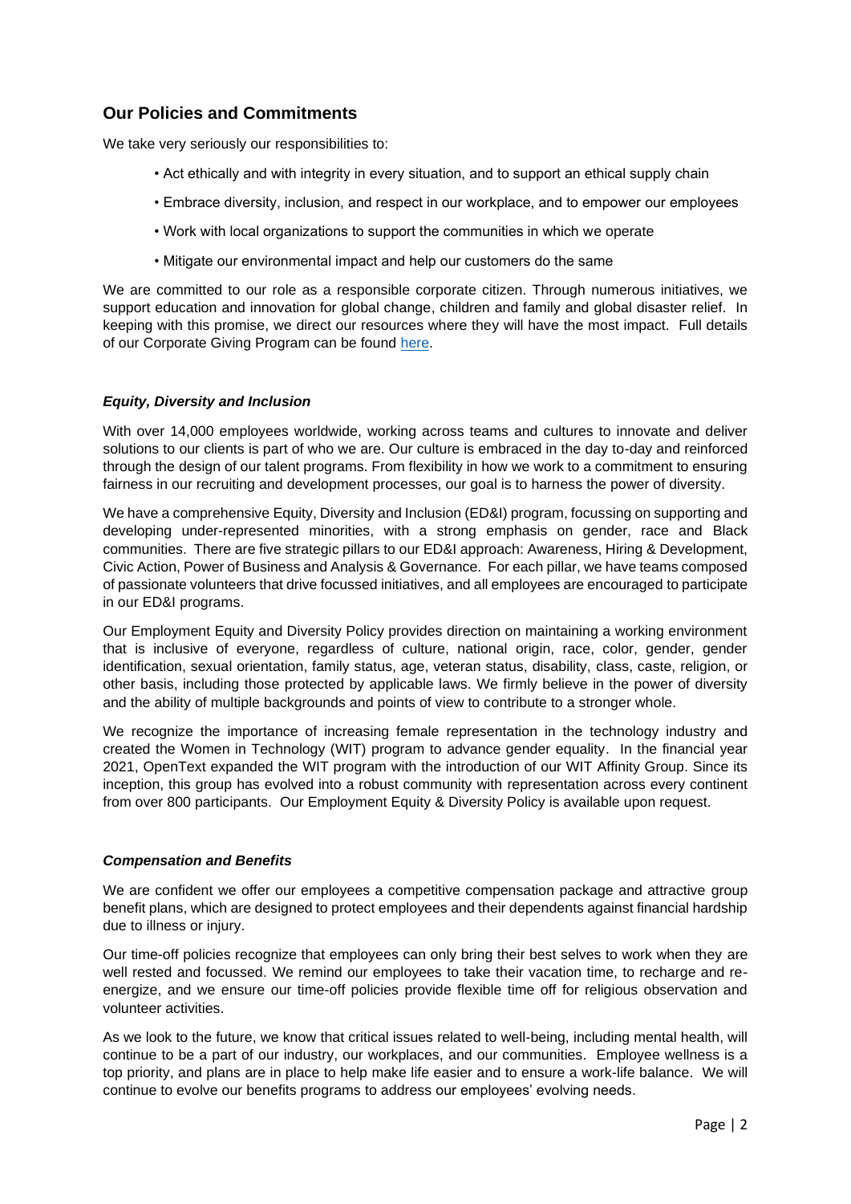## Our Policies and Commitments

We take very seriously our responsibilities to:

- Act ethically and with integrity in every situation, and to support an ethical supply chain
- Embrace diversity, inclusion, and respect in our workplace, and to empower our employees
- Work with local organizations to support the communities in which we operate
- Mitigate our environmental impact and help our customers do the same

We are committed to our role as a responsible corporate citizen. Through numerous initiatives, we support education and innovation for global change, children and family and global disaster relief. In keeping with this promise, we direct our resources where they will have the most impact. Full details of our Corporate Giving Program can be found here.

### *Equity, Diversity and Inclusion*

With over 14,000 employees worldwide, working across teams and cultures to innovate and deliver solutions to our clients is part of who we are. Our culture is embraced in the day to-day and reinforced through the design of our talent programs. From flexibility in how we work to a commitment to ensuring fairness in our recruiting and development processes, our goal is to harness the power of diversity.

We have a comprehensive Equity, Diversity and Inclusion (ED&I) program, focussing on supporting and developing under-represented minorities, with a strong emphasis on gender, race and Black communities. There are five strategic pillars to our ED&I approach: Awareness, Hiring & Development, Civic Action, Power of Business and Analysis & Governance. For each pillar, we have teams composed of passionate volunteers that drive focussed initiatives, and all employees are encouraged to participate in our ED&I programs.

Our Employment Equity and Diversity Policy provides direction on maintaining a working environment that is inclusive of everyone, regardless of culture, national origin, race, color, gender, gender identification, sexual orientation, family status, age, veteran status, disability, class, caste, religion, or other basis, including those protected by applicable laws. We firmly believe in the power of diversity and the ability of multiple backgrounds and points of view to contribute to a stronger whole.

We recognize the importance of increasing female representation in the technology industry and created the Women in Technology (WIT) program to advance gender equality. In the financial year 2021, OpenText expanded the WIT program with the introduction of our WIT Affinity Group. Since its inception, this group has evolved into a robust community with representation across every continent from over 800 participants. Our Employment Equity & Diversity Policy is available upon request.

### *Compensation and Benefits*

We are confident we offer our employees a competitive compensation package and attractive group benefit plans, which are designed to protect employees and their dependents against financial hardship due to illness or injury.

Our time-off policies recognize that employees can only bring their best selves to work when they are well rested and focussed. We remind our employees to take their vacation time, to recharge and re-energize, and we ensure our time-off policies provide flexible time off for religious observation and volunteer activities.

As we look to the future, we know that critical issues related to well-being, including mental health, will continue to be a part of our industry, our workplaces, and our communities. Employee wellness is a top priority, and plans are in place to help make life easier and to ensure a work-life balance. We will continue to evolve our benefits programs to address our employees' evolving needs.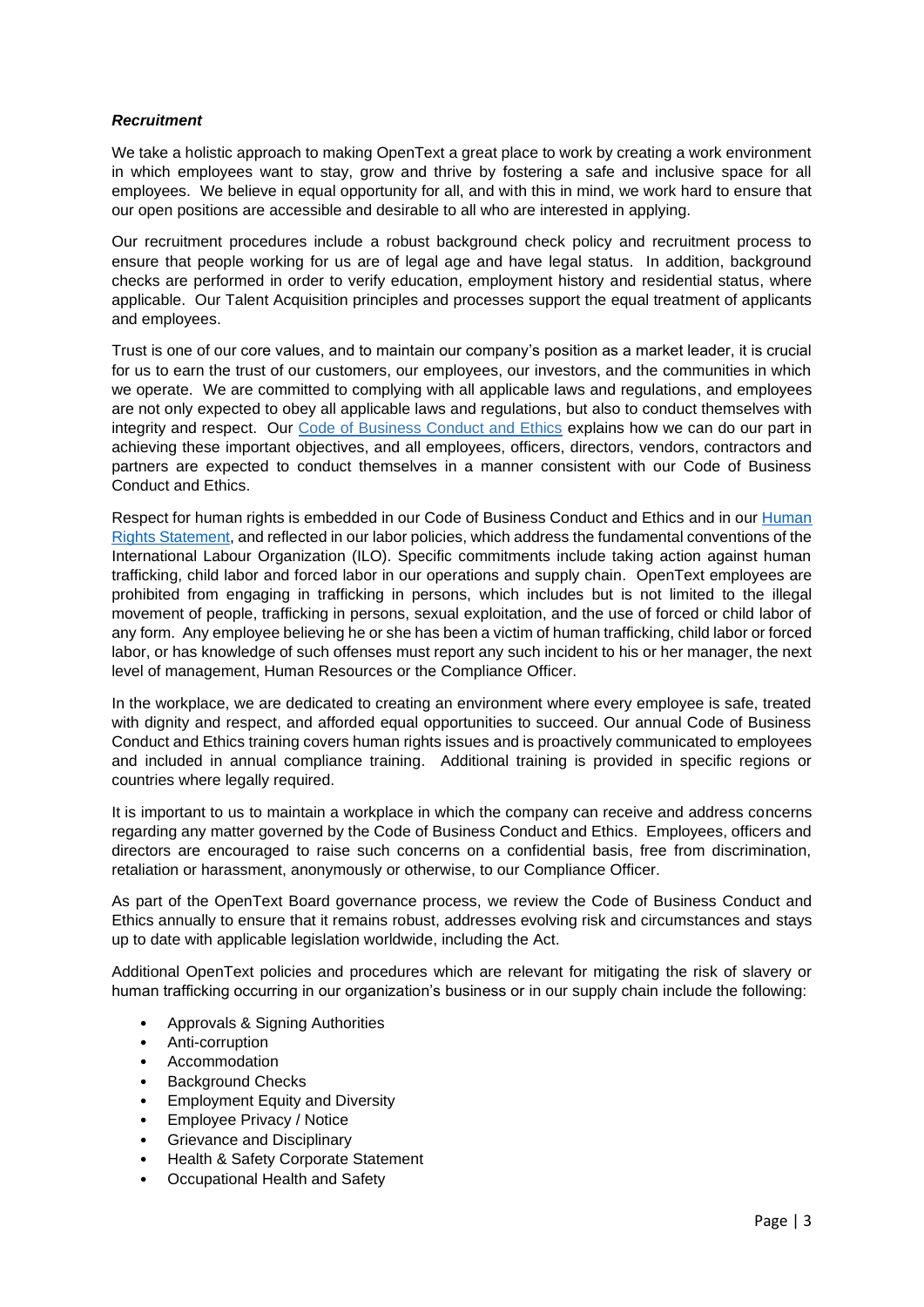***Recruitment***

We take a holistic approach to making OpenText a great place to work by creating a work environment in which employees want to stay, grow and thrive by fostering a safe and inclusive space for all employees. We believe in equal opportunity for all, and with this in mind, we work hard to ensure that our open positions are accessible and desirable to all who are interested in applying.

Our recruitment procedures include a robust background check policy and recruitment process to ensure that people working for us are of legal age and have legal status. In addition, background checks are performed in order to verify education, employment history and residential status, where applicable. Our Talent Acquisition principles and processes support the equal treatment of applicants and employees.

Trust is one of our core values, and to maintain our company's position as a market leader, it is crucial for us to earn the trust of our customers, our employees, our investors, and the communities in which we operate. We are committed to complying with all applicable laws and regulations, and employees are not only expected to obey all applicable laws and regulations, but also to conduct themselves with integrity and respect. Our Code of Business Conduct and Ethics explains how we can do our part in achieving these important objectives, and all employees, officers, directors, vendors, contractors and partners are expected to conduct themselves in a manner consistent with our Code of Business Conduct and Ethics.

Respect for human rights is embedded in our Code of Business Conduct and Ethics and in our Human Rights Statement, and reflected in our labor policies, which address the fundamental conventions of the International Labour Organization (ILO). Specific commitments include taking action against human trafficking, child labor and forced labor in our operations and supply chain. OpenText employees are prohibited from engaging in trafficking in persons, which includes but is not limited to the illegal movement of people, trafficking in persons, sexual exploitation, and the use of forced or child labor of any form. Any employee believing he or she has been a victim of human trafficking, child labor or forced labor, or has knowledge of such offenses must report any such incident to his or her manager, the next level of management, Human Resources or the Compliance Officer.

In the workplace, we are dedicated to creating an environment where every employee is safe, treated with dignity and respect, and afforded equal opportunities to succeed. Our annual Code of Business Conduct and Ethics training covers human rights issues and is proactively communicated to employees and included in annual compliance training. Additional training is provided in specific regions or countries where legally required.

It is important to us to maintain a workplace in which the company can receive and address concerns regarding any matter governed by the Code of Business Conduct and Ethics. Employees, officers and directors are encouraged to raise such concerns on a confidential basis, free from discrimination, retaliation or harassment, anonymously or otherwise, to our Compliance Officer.

As part of the OpenText Board governance process, we review the Code of Business Conduct and Ethics annually to ensure that it remains robust, addresses evolving risk and circumstances and stays up to date with applicable legislation worldwide, including the Act.

Additional OpenText policies and procedures which are relevant for mitigating the risk of slavery or human trafficking occurring in our organization's business or in our supply chain include the following:

- Approvals & Signing Authorities
- Anti-corruption
- Accommodation
- Background Checks
- Employment Equity and Diversity
- Employee Privacy / Notice
- Grievance and Disciplinary
- Health & Safety Corporate Statement
- Occupational Health and Safety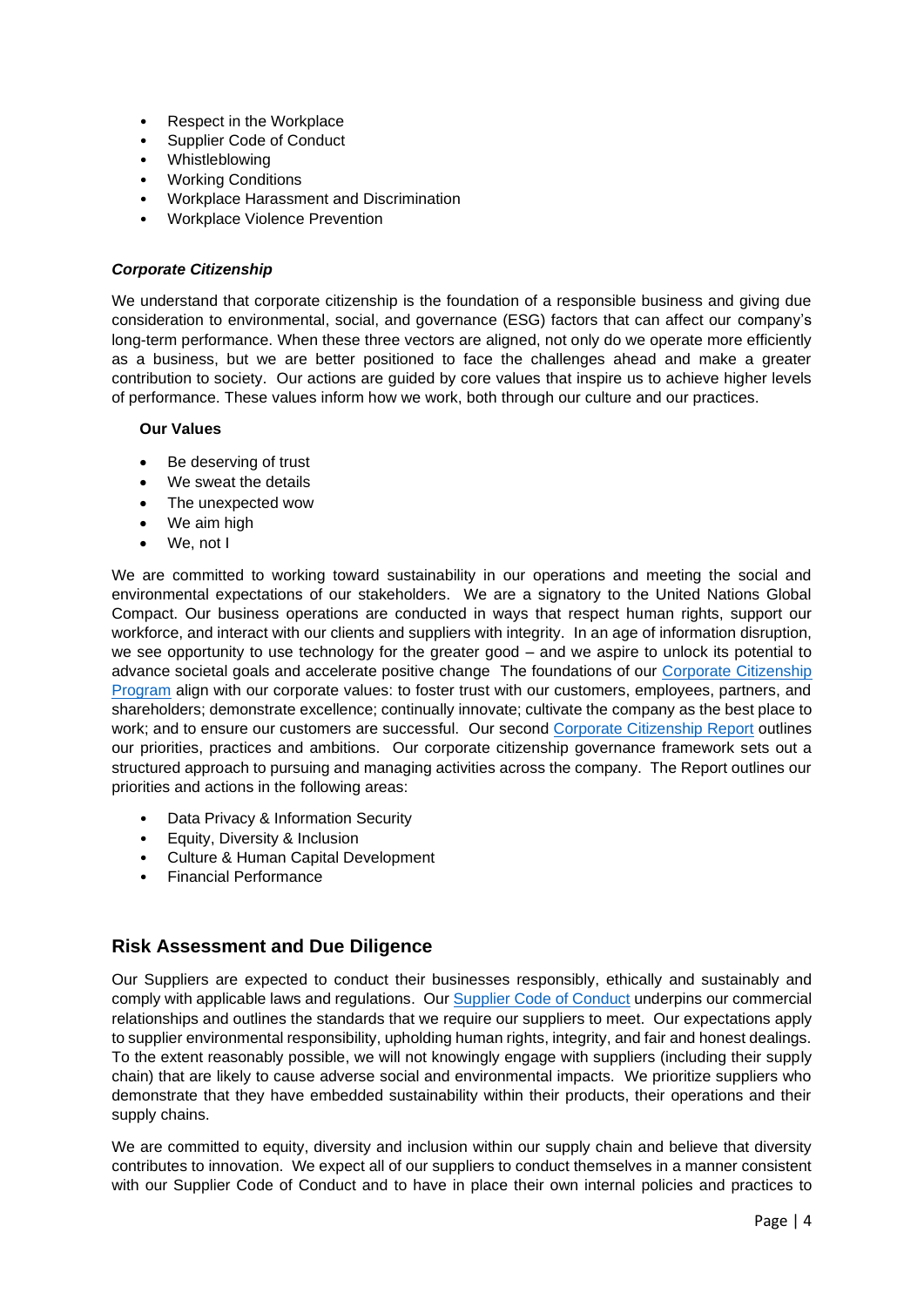- Respect in the Workplace
- Supplier Code of Conduct
- Whistleblowing
- Working Conditions
- Workplace Harassment and Discrimination
- Workplace Violence Prevention

### *Corporate Citizenship*

We understand that corporate citizenship is the foundation of a responsible business and giving due consideration to environmental, social, and governance (ESG) factors that can affect our company's long-term performance. When these three vectors are aligned, not only do we operate more efficiently as a business, but we are better positioned to face the challenges ahead and make a greater contribution to society. Our actions are guided by core values that inspire us to achieve higher levels of performance. These values inform how we work, both through our culture and our practices.

**Our Values**

- Be deserving of trust
- We sweat the details
- The unexpected wow
- We aim high
- We, not I

We are committed to working toward sustainability in our operations and meeting the social and environmental expectations of our stakeholders. We are a signatory to the United Nations Global Compact. Our business operations are conducted in ways that respect human rights, support our workforce, and interact with our clients and suppliers with integrity. In an age of information disruption, we see opportunity to use technology for the greater good – and we aspire to unlock its potential to advance societal goals and accelerate positive change The foundations of our Corporate Citizenship Program align with our corporate values: to foster trust with our customers, employees, partners, and shareholders; demonstrate excellence; continually innovate; cultivate the company as the best place to work; and to ensure our customers are successful. Our second Corporate Citizenship Report outlines our priorities, practices and ambitions. Our corporate citizenship governance framework sets out a structured approach to pursuing and managing activities across the company. The Report outlines our priorities and actions in the following areas:

- Data Privacy & Information Security
- Equity, Diversity & Inclusion
- Culture & Human Capital Development
- Financial Performance

## Risk Assessment and Due Diligence

Our Suppliers are expected to conduct their businesses responsibly, ethically and sustainably and comply with applicable laws and regulations. Our Supplier Code of Conduct underpins our commercial relationships and outlines the standards that we require our suppliers to meet. Our expectations apply to supplier environmental responsibility, upholding human rights, integrity, and fair and honest dealings. To the extent reasonably possible, we will not knowingly engage with suppliers (including their supply chain) that are likely to cause adverse social and environmental impacts. We prioritize suppliers who demonstrate that they have embedded sustainability within their products, their operations and their supply chains.

We are committed to equity, diversity and inclusion within our supply chain and believe that diversity contributes to innovation. We expect all of our suppliers to conduct themselves in a manner consistent with our Supplier Code of Conduct and to have in place their own internal policies and practices to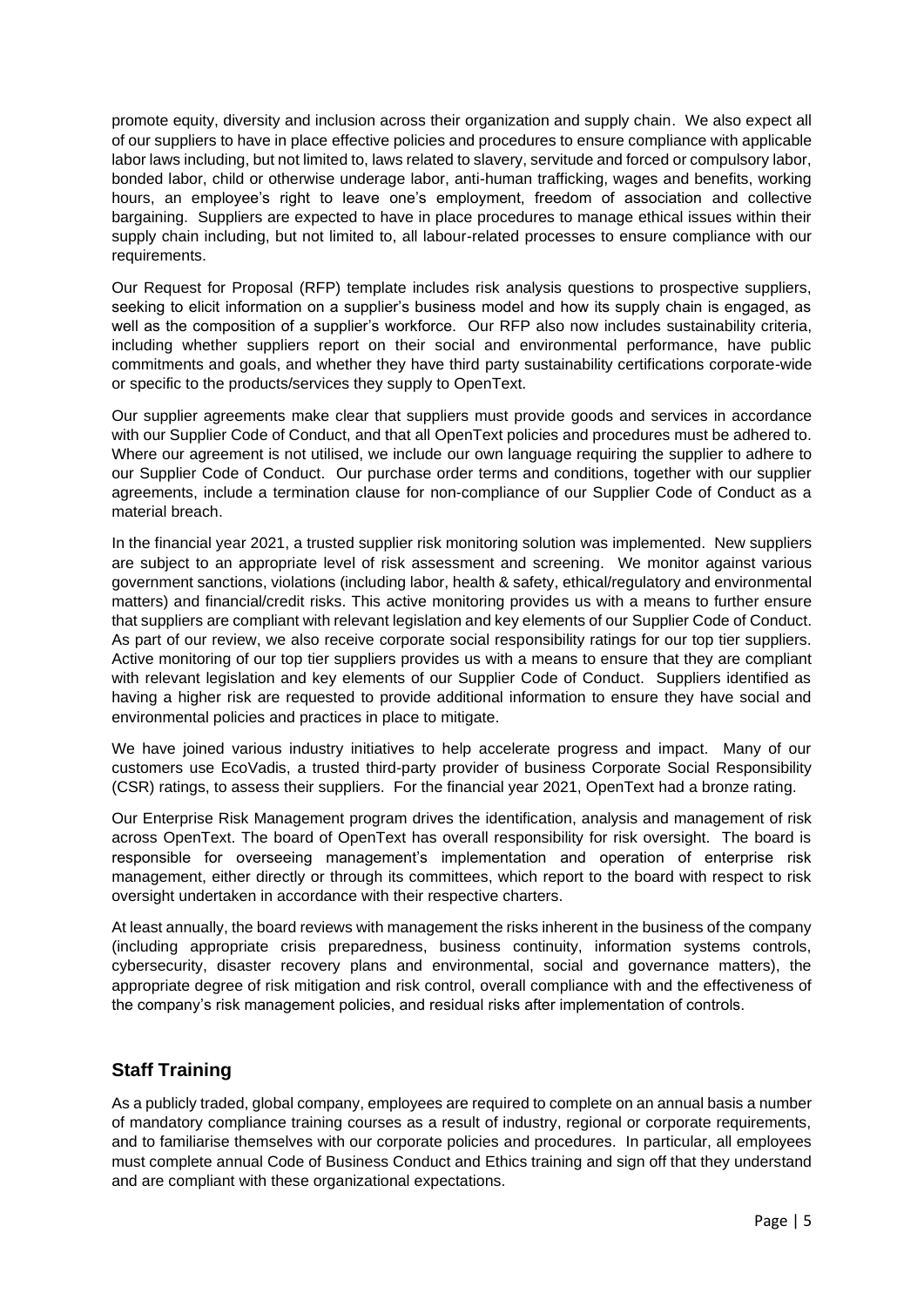promote equity, diversity and inclusion across their organization and supply chain. We also expect all of our suppliers to have in place effective policies and procedures to ensure compliance with applicable labor laws including, but not limited to, laws related to slavery, servitude and forced or compulsory labor, bonded labor, child or otherwise underage labor, anti-human trafficking, wages and benefits, working hours, an employee's right to leave one's employment, freedom of association and collective bargaining. Suppliers are expected to have in place procedures to manage ethical issues within their supply chain including, but not limited to, all labour-related processes to ensure compliance with our requirements.

Our Request for Proposal (RFP) template includes risk analysis questions to prospective suppliers, seeking to elicit information on a supplier's business model and how its supply chain is engaged, as well as the composition of a supplier's workforce. Our RFP also now includes sustainability criteria, including whether suppliers report on their social and environmental performance, have public commitments and goals, and whether they have third party sustainability certifications corporate-wide or specific to the products/services they supply to OpenText.

Our supplier agreements make clear that suppliers must provide goods and services in accordance with our Supplier Code of Conduct, and that all OpenText policies and procedures must be adhered to. Where our agreement is not utilised, we include our own language requiring the supplier to adhere to our Supplier Code of Conduct. Our purchase order terms and conditions, together with our supplier agreements, include a termination clause for non-compliance of our Supplier Code of Conduct as a material breach.

In the financial year 2021, a trusted supplier risk monitoring solution was implemented. New suppliers are subject to an appropriate level of risk assessment and screening. We monitor against various government sanctions, violations (including labor, health & safety, ethical/regulatory and environmental matters) and financial/credit risks. This active monitoring provides us with a means to further ensure that suppliers are compliant with relevant legislation and key elements of our Supplier Code of Conduct. As part of our review, we also receive corporate social responsibility ratings for our top tier suppliers. Active monitoring of our top tier suppliers provides us with a means to ensure that they are compliant with relevant legislation and key elements of our Supplier Code of Conduct. Suppliers identified as having a higher risk are requested to provide additional information to ensure they have social and environmental policies and practices in place to mitigate.

We have joined various industry initiatives to help accelerate progress and impact. Many of our customers use EcoVadis, a trusted third-party provider of business Corporate Social Responsibility (CSR) ratings, to assess their suppliers. For the financial year 2021, OpenText had a bronze rating.

Our Enterprise Risk Management program drives the identification, analysis and management of risk across OpenText. The board of OpenText has overall responsibility for risk oversight. The board is responsible for overseeing management's implementation and operation of enterprise risk management, either directly or through its committees, which report to the board with respect to risk oversight undertaken in accordance with their respective charters.

At least annually, the board reviews with management the risks inherent in the business of the company (including appropriate crisis preparedness, business continuity, information systems controls, cybersecurity, disaster recovery plans and environmental, social and governance matters), the appropriate degree of risk mitigation and risk control, overall compliance with and the effectiveness of the company's risk management policies, and residual risks after implementation of controls.

## Staff Training

As a publicly traded, global company, employees are required to complete on an annual basis a number of mandatory compliance training courses as a result of industry, regional or corporate requirements, and to familiarise themselves with our corporate policies and procedures. In particular, all employees must complete annual Code of Business Conduct and Ethics training and sign off that they understand and are compliant with these organizational expectations.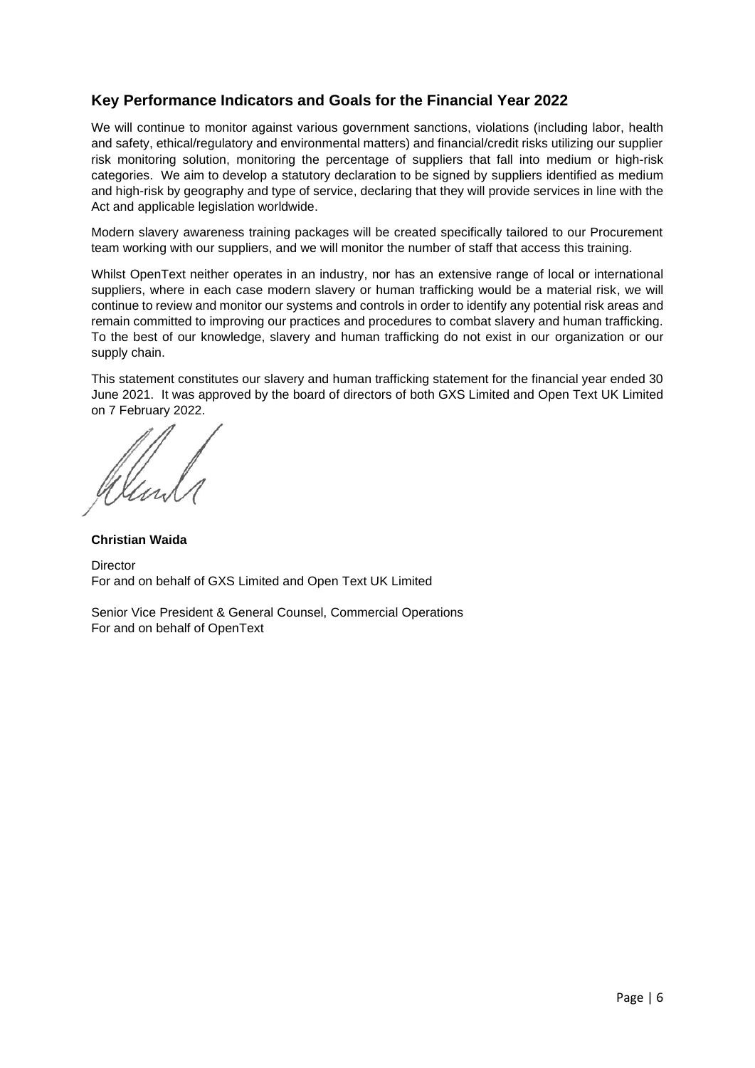## Key Performance Indicators and Goals for the Financial Year 2022

We will continue to monitor against various government sanctions, violations (including labor, health and safety, ethical/regulatory and environmental matters) and financial/credit risks utilizing our supplier risk monitoring solution, monitoring the percentage of suppliers that fall into medium or high-risk categories. We aim to develop a statutory declaration to be signed by suppliers identified as medium and high-risk by geography and type of service, declaring that they will provide services in line with the Act and applicable legislation worldwide.

Modern slavery awareness training packages will be created specifically tailored to our Procurement team working with our suppliers, and we will monitor the number of staff that access this training.

Whilst OpenText neither operates in an industry, nor has an extensive range of local or international suppliers, where in each case modern slavery or human trafficking would be a material risk, we will continue to review and monitor our systems and controls in order to identify any potential risk areas and remain committed to improving our practices and procedures to combat slavery and human trafficking. To the best of our knowledge, slavery and human trafficking do not exist in our organization or our supply chain.

This statement constitutes our slavery and human trafficking statement for the financial year ended 30 June 2021. It was approved by the board of directors of both GXS Limited and Open Text UK Limited on 7 February 2022.

**Christian Waida**

Director
For and on behalf of GXS Limited and Open Text UK Limited

Senior Vice President & General Counsel, Commercial Operations
For and on behalf of OpenText